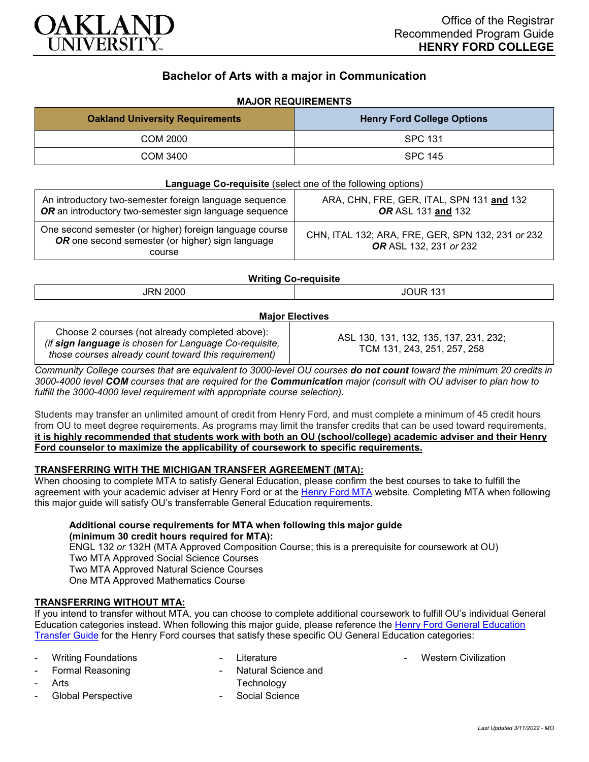OAKLAND UNIVERSITY

Office of the Registrar
Recommended Program Guide
**HENRY FORD COLLEGE**

## Bachelor of Arts with a major in Communication

### MAJOR REQUIREMENTS

| Oakland University Requirements | Henry Ford College Options |
|---|---|
| COM 2000 | SPC 131 |
| COM 3400 | SPC 145 |

**Language Co-requisite** (select one of the following options)

| | |
|---|---|
| An introductory two-semester foreign language sequence ***OR*** an introductory two-semester sign language sequence | ARA, CHN, FRE, GER, ITAL, SPN 131 **and** 132 ***OR*** ASL 131 **and** 132 |
| One second semester (or higher) foreign language course ***OR*** one second semester (or higher) sign language course | CHN, ITAL 132; ARA, FRE, GER, SPN 132, 231 *or* 232 ***OR*** ASL 132, 231 *or* 232 |

**Writing Co-requisite**

| | |
|---|---|
| JRN 2000 | JOUR 131 |

**Major Electives**

| | |
|---|---|
| Choose 2 courses (not already completed above): *(if **sign language** is chosen for Language Co-requisite, those courses already count toward this requirement)* | ASL 130, 131, 132, 135, 137, 231, 232; TCM 131, 243, 251, 257, 258 |

*Community College courses that are equivalent to 3000-level OU courses **do not count** toward the minimum 20 credits in 3000-4000 level **COM** courses that are required for the **Communication** major (consult with OU adviser to plan how to fulfill the 3000-4000 level requirement with appropriate course selection).*

Students may transfer an unlimited amount of credit from Henry Ford, and must complete a minimum of 45 credit hours from OU to meet degree requirements. As programs may limit the transfer credits that can be used toward requirements, **it is highly recommended that students work with both an OU (school/college) academic adviser and their Henry Ford counselor to maximize the applicability of coursework to specific requirements.**

### TRANSFERRING WITH THE MICHIGAN TRANSFER AGREEMENT (MTA):

When choosing to complete MTA to satisfy General Education, please confirm the best courses to take to fulfill the agreement with your academic adviser at Henry Ford or at the Henry Ford MTA website. Completing MTA when following this major guide will satisfy OU's transferrable General Education requirements.

**Additional course requirements for MTA when following this major guide (minimum 30 credit hours required for MTA):**
ENGL 132 *or* 132H (MTA Approved Composition Course; this is a prerequisite for coursework at OU)
Two MTA Approved Social Science Courses
Two MTA Approved Natural Science Courses
One MTA Approved Mathematics Course

### TRANSFERRING WITHOUT MTA:

If you intend to transfer without MTA, you can choose to complete additional coursework to fulfill OU's individual General Education categories instead. When following this major guide, please reference the Henry Ford General Education Transfer Guide for the Henry Ford courses that satisfy these specific OU General Education categories:

- Writing Foundations
- Formal Reasoning
- Arts
- Global Perspective
- Literature
- Natural Science and Technology
- Social Science
- Western Civilization

*Last Updated 3/11/2022 - MO*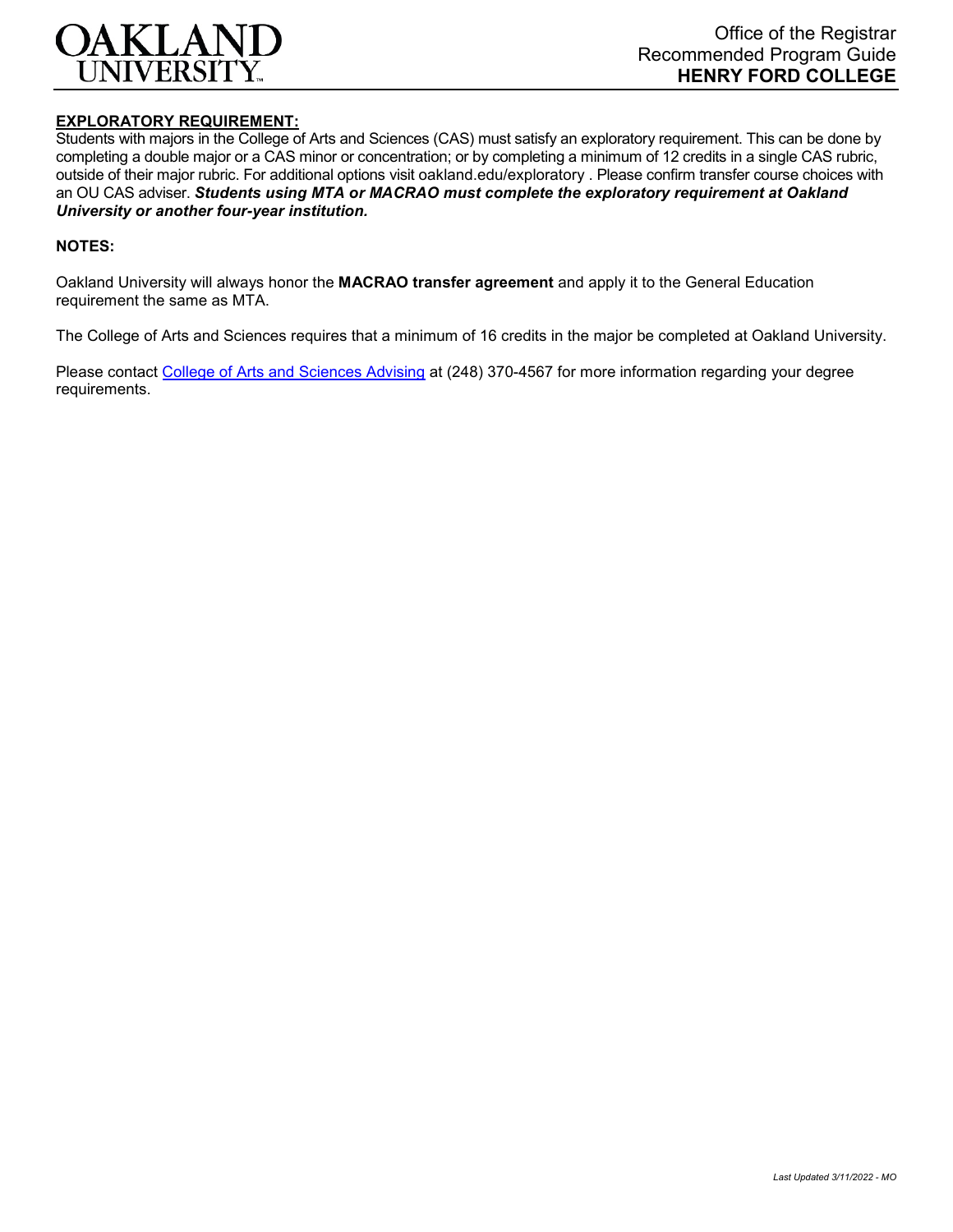**EXPLORATORY REQUIREMENT:**

Students with majors in the College of Arts and Sciences (CAS) must satisfy an exploratory requirement. This can be done by completing a double major or a CAS minor or concentration; or by completing a minimum of 12 credits in a single CAS rubric, outside of their major rubric. For additional options visit oakland.edu/exploratory . Please confirm transfer course choices with an OU CAS adviser. ***Students using MTA or MACRAO must complete the exploratory requirement at Oakland University or another four-year institution.***

**NOTES:**

Oakland University will always honor the **MACRAO transfer agreement** and apply it to the General Education requirement the same as MTA.

The College of Arts and Sciences requires that a minimum of 16 credits in the major be completed at Oakland University.

Please contact College of Arts and Sciences Advising at (248) 370-4567 for more information regarding your degree requirements.

*Last Updated 3/11/2022 - MO*